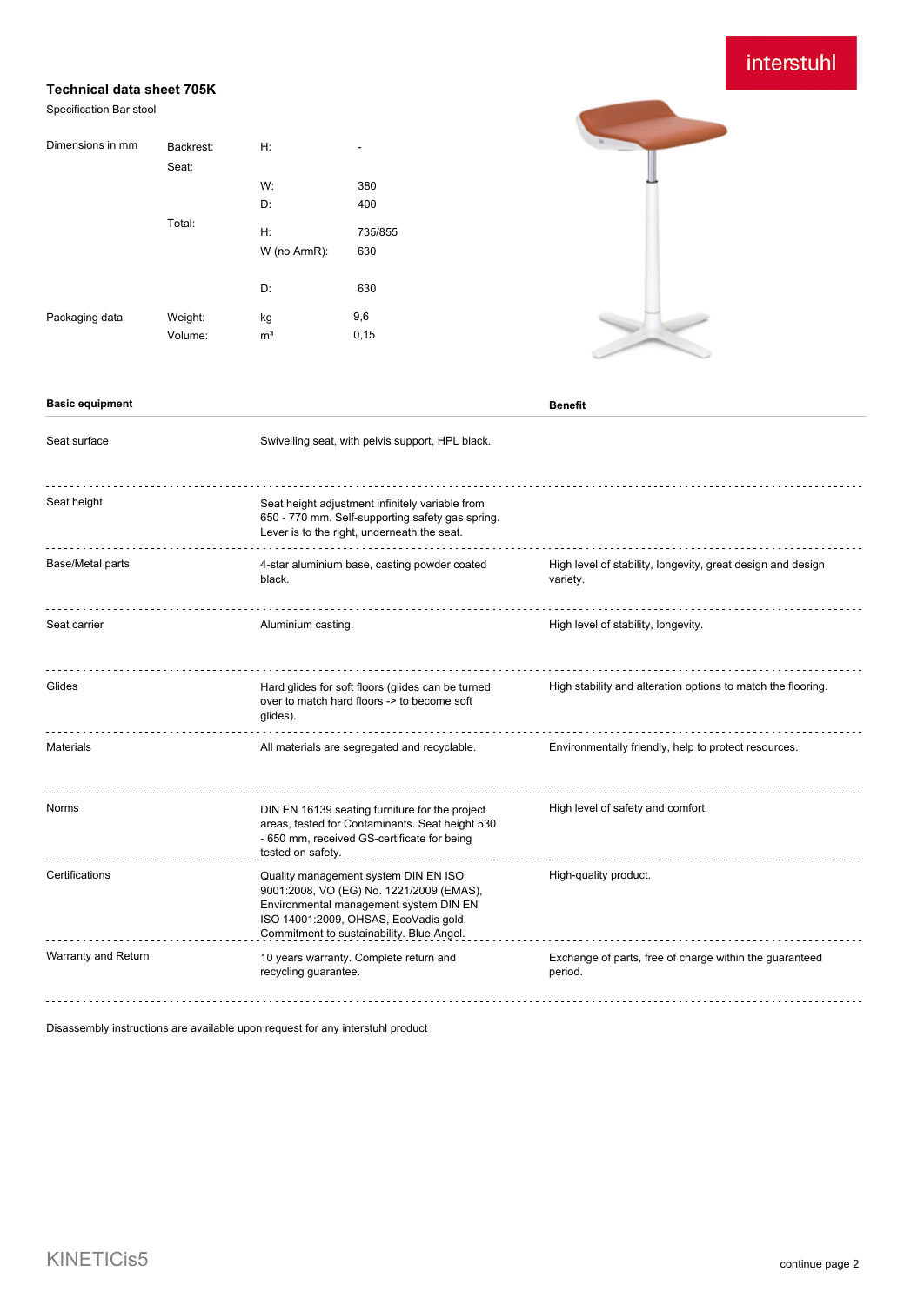## Technical data sheet 705K

Specification Bar stool

| Dimensions in mm | Backrest: | H: | - |
| --- | --- | --- | --- |
| | Seat: | | |
| | | W: | 380 |
| | | D: | 400 |
| | Total: | H: | 735/855 |
| | | W (no ArmR): | 630 |
| | | D: | 630 |
| Packaging data | Weight: | kg | 9,6 |
| | Volume: | m³ | 0,15 |

| Basic equipment | | Benefit |
| --- | --- | --- |
| Seat surface | Swivelling seat, with pelvis support, HPL black. | |
| Seat height | Seat height adjustment infinitely variable from 650 - 770 mm. Self-supporting safety gas spring. Lever is to the right, underneath the seat. | |
| Base/Metal parts | 4-star aluminium base, casting powder coated black. | High level of stability, longevity, great design and design variety. |
| Seat carrier | Aluminium casting. | High level of stability, longevity. |
| Glides | Hard glides for soft floors (glides can be turned over to match hard floors -> to become soft glides). | High stability and alteration options to match the flooring. |
| Materials | All materials are segregated and recyclable. | Environmentally friendly, help to protect resources. |
| Norms | DIN EN 16139 seating furniture for the project areas, tested for Contaminants. Seat height 530 - 650 mm, received GS-certificate for being tested on safety. | High level of safety and comfort. |
| Certifications | Quality management system DIN EN ISO 9001:2008, VO (EG) No. 1221/2009 (EMAS), Environmental management system DIN EN ISO 14001:2009, OHSAS, EcoVadis gold, Commitment to sustainability. Blue Angel. | High-quality product. |
| Warranty and Return | 10 years warranty. Complete return and recycling guarantee. | Exchange of parts, free of charge within the guaranteed period. |

Disassembly instructions are available upon request for any interstuhl product

KINETICis5

continue page 2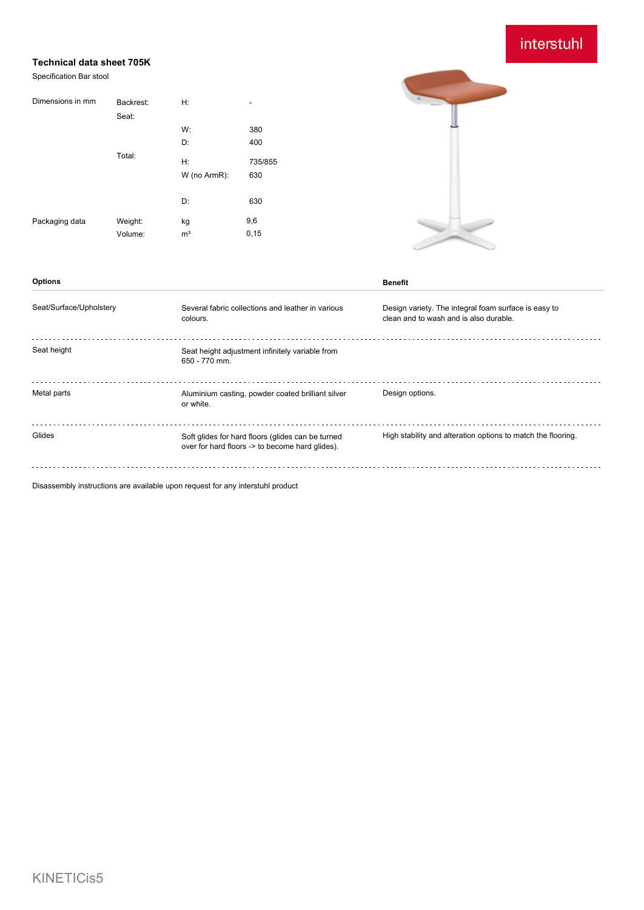interstuhl

**Technical data sheet 705K**

Specification Bar stool

| | | | |
|---|---|---|---|
| Dimensions in mm | Backrest: | H: | - |
| | Seat: | | |
| | | W: | 380 |
| | | D: | 400 |
| | Total: | H: | 735/855 |
| | | W (no ArmR): | 630 |
| | | D: | 630 |
| Packaging data | Weight: | kg | 9,6 |
| | Volume: | m³ | 0,15 |

| **Options** | | **Benefit** |
|---|---|---|
| Seat/Surface/Upholstery | Several fabric collections and leather in various colours. | Design variety. The integral foam surface is easy to clean and to wash and is also durable. |
| Seat height | Seat height adjustment infinitely variable from 650 - 770 mm. | |
| Metal parts | Aluminium casting, powder coated brilliant silver or white. | Design options. |
| Glides | Soft glides for hard floors (glides can be turned over for hard floors -> to become hard glides). | High stability and alteration options to match the flooring. |

Disassembly instructions are available upon request for any interstuhl product

KINETICis5